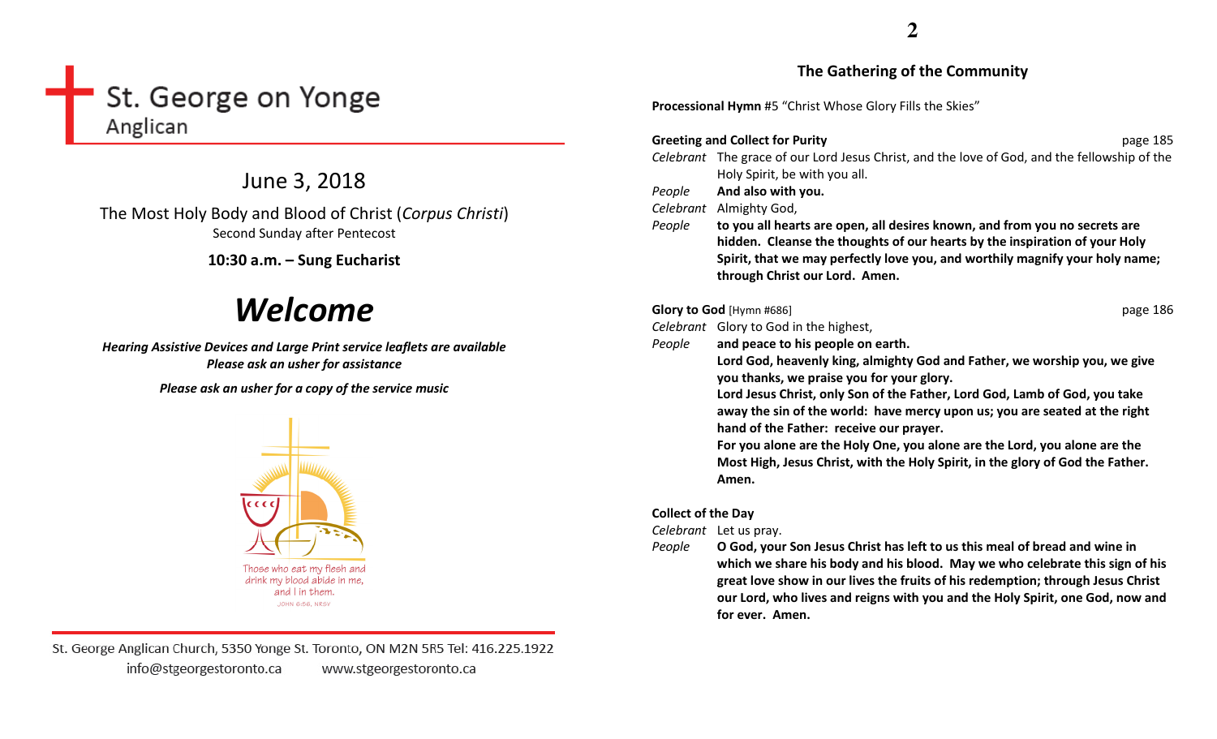# St. George on Yonge
Anglican

## June 3, 2018

The Most Holy Body and Blood of Christ (*Corpus Christi*)
Second Sunday after Pentecost

**10:30 a.m. – Sung Eucharist**

# ***Welcome***

***Hearing Assistive Devices and Large Print service leaflets are available***
***Please ask an usher for assistance***

***Please ask an usher for a copy of the service music***

Those who eat my flesh and drink my blood abide in me, and I in them.
JOHN 6:56, NRSV

St. George Anglican Church, 5350 Yonge St. Toronto, ON M2N 5R5 Tel: 416.225.1922
info@stgeorgestoronto.ca www.stgeorgestoronto.ca

## The Gathering of the Community

**Processional Hymn** #5 "Christ Whose Glory Fills the Skies"

**Greeting and Collect for Purity** page 185

*Celebrant* The grace of our Lord Jesus Christ, and the love of God, and the fellowship of the Holy Spirit, be with you all.
*People* **And also with you.**
*Celebrant* Almighty God,
*People* **to you all hearts are open, all desires known, and from you no secrets are hidden. Cleanse the thoughts of our hearts by the inspiration of your Holy Spirit, that we may perfectly love you, and worthily magnify your holy name; through Christ our Lord. Amen.**

**Glory to God** [Hymn #686] page 186

*Celebrant* Glory to God in the highest,
*People* **and peace to his people on earth.**
**Lord God, heavenly king, almighty God and Father, we worship you, we give you thanks, we praise you for your glory.**
**Lord Jesus Christ, only Son of the Father, Lord God, Lamb of God, you take away the sin of the world: have mercy upon us; you are seated at the right hand of the Father: receive our prayer.**
**For you alone are the Holy One, you alone are the Lord, you alone are the Most High, Jesus Christ, with the Holy Spirit, in the glory of God the Father. Amen.**

**Collect of the Day**

*Celebrant* Let us pray.
*People* **O God, your Son Jesus Christ has left to us this meal of bread and wine in which we share his body and his blood. May we who celebrate this sign of his great love show in our lives the fruits of his redemption; through Jesus Christ our Lord, who lives and reigns with you and the Holy Spirit, one God, now and for ever. Amen.**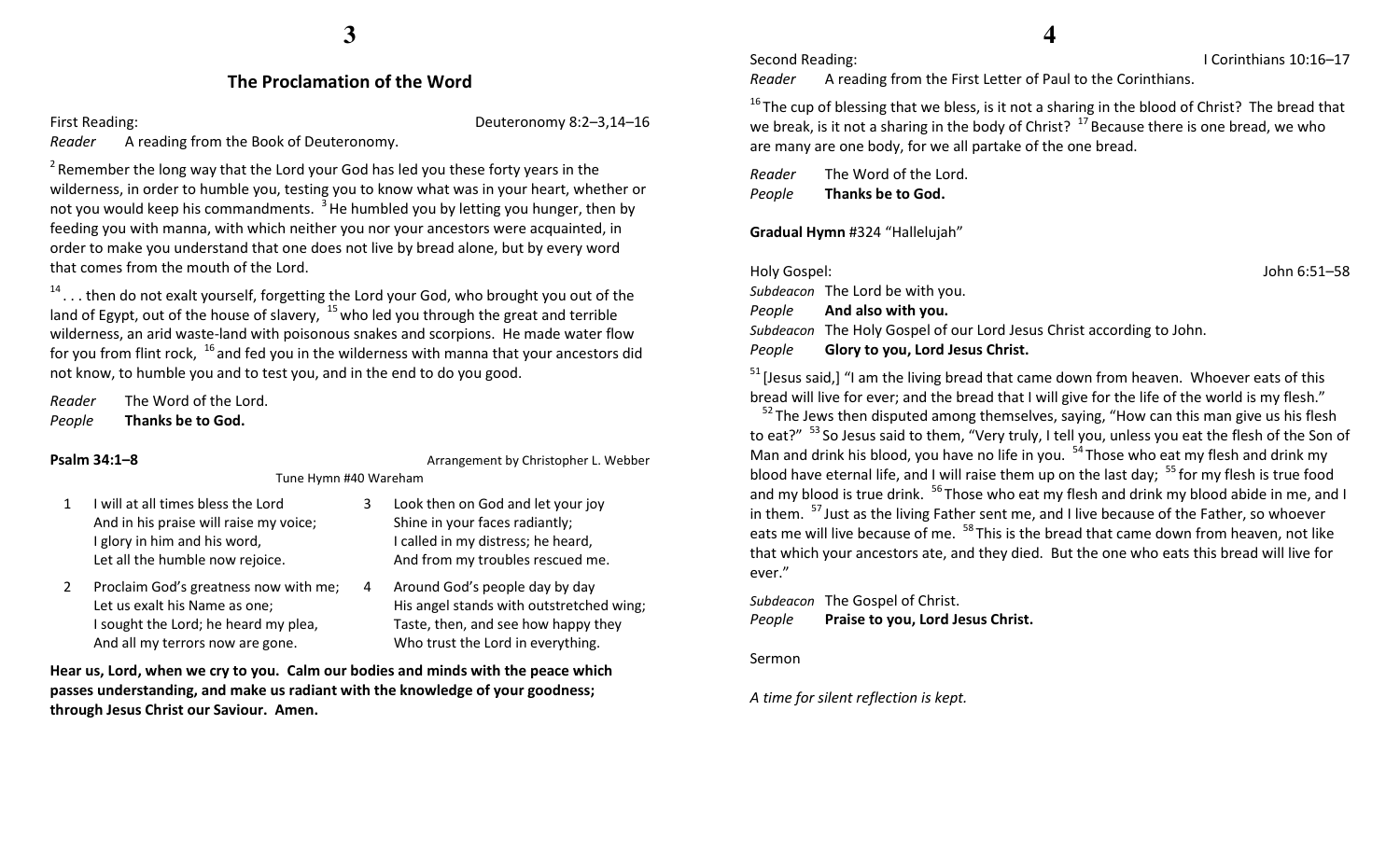## The Proclamation of the Word

First Reading: Deuteronomy 8:2–3,14–16

*Reader* A reading from the Book of Deuteronomy.

[2] Remember the long way that the Lord your God has led you these forty years in the wilderness, in order to humble you, testing you to know what was in your heart, whether or not you would keep his commandments. [3] He humbled you by letting you hunger, then by feeding you with manna, with which neither you nor your ancestors were acquainted, in order to make you understand that one does not live by bread alone, but by every word that comes from the mouth of the Lord.

[14] . . . then do not exalt yourself, forgetting the Lord your God, who brought you out of the land of Egypt, out of the house of slavery, [15] who led you through the great and terrible wilderness, an arid waste-land with poisonous snakes and scorpions. He made water flow for you from flint rock, [16] and fed you in the wilderness with manna that your ancestors did not know, to humble you and to test you, and in the end to do you good.

*Reader* The Word of the Lord.
*People* **Thanks be to God.**

**Psalm 34:1–8** Arrangement by Christopher L. Webber

Tune Hymn #40 Wareham

1. I will at all times bless the Lord
And in his praise will raise my voice;
I glory in him and his word,
Let all the humble now rejoice.

2. Proclaim God's greatness now with me;
Let us exalt his Name as one;
I sought the Lord; he heard my plea,
And all my terrors now are gone.

3. Look then on God and let your joy
Shine in your faces radiantly;
I called in my distress; he heard,
And from my troubles rescued me.

4. Around God's people day by day
His angel stands with outstretched wing;
Taste, then, and see how happy they
Who trust the Lord in everything.

**Hear us, Lord, when we cry to you. Calm our bodies and minds with the peace which passes understanding, and make us radiant with the knowledge of your goodness; through Jesus Christ our Saviour. Amen.**

Second Reading: I Corinthians 10:16–17

*Reader* A reading from the First Letter of Paul to the Corinthians.

[16] The cup of blessing that we bless, is it not a sharing in the blood of Christ? The bread that we break, is it not a sharing in the body of Christ? [17] Because there is one bread, we who are many are one body, for we all partake of the one bread.

*Reader* The Word of the Lord.
*People* **Thanks be to God.**

**Gradual Hymn** #324 "Hallelujah"

Holy Gospel: John 6:51–58

*Subdeacon* The Lord be with you.
*People* **And also with you.**
*Subdeacon* The Holy Gospel of our Lord Jesus Christ according to John.
*People* **Glory to you, Lord Jesus Christ.**

[51] [Jesus said,] "I am the living bread that came down from heaven. Whoever eats of this bread will live for ever; and the bread that I will give for the life of the world is my flesh."
[52] The Jews then disputed among themselves, saying, "How can this man give us his flesh to eat?" [53] So Jesus said to them, "Very truly, I tell you, unless you eat the flesh of the Son of Man and drink his blood, you have no life in you. [54] Those who eat my flesh and drink my blood have eternal life, and I will raise them up on the last day; [55] for my flesh is true food and my blood is true drink. [56] Those who eat my flesh and drink my blood abide in me, and I in them. [57] Just as the living Father sent me, and I live because of the Father, so whoever eats me will live because of me. [58] This is the bread that came down from heaven, not like that which your ancestors ate, and they died. But the one who eats this bread will live for ever."

*Subdeacon* The Gospel of Christ.
*People* **Praise to you, Lord Jesus Christ.**

Sermon

*A time for silent reflection is kept.*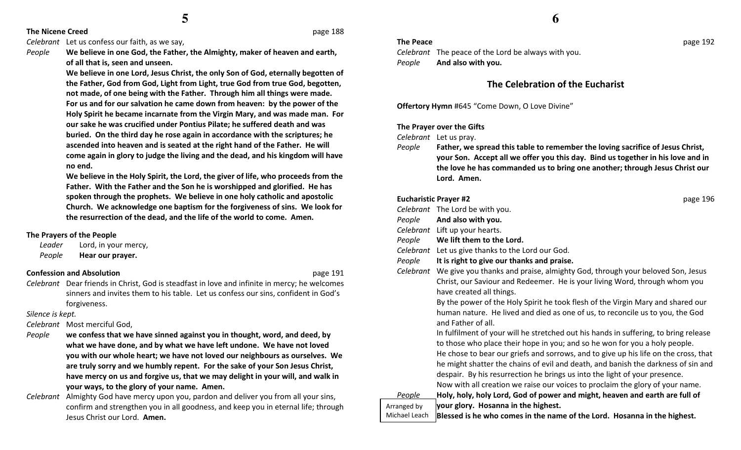**The Nicene Creed** page 188

*Celebrant* Let us confess our faith, as we say,

*People* **We believe in one God, the Father, the Almighty, maker of heaven and earth, of all that is, seen and unseen.**

**We believe in one Lord, Jesus Christ, the only Son of God, eternally begotten of the Father, God from God, Light from Light, true God from true God, begotten, not made, of one being with the Father. Through him all things were made. For us and for our salvation he came down from heaven: by the power of the Holy Spirit he became incarnate from the Virgin Mary, and was made man. For our sake he was crucified under Pontius Pilate; he suffered death and was buried. On the third day he rose again in accordance with the scriptures; he ascended into heaven and is seated at the right hand of the Father. He will come again in glory to judge the living and the dead, and his kingdom will have no end.**

**We believe in the Holy Spirit, the Lord, the giver of life, who proceeds from the Father. With the Father and the Son he is worshipped and glorified. He has spoken through the prophets. We believe in one holy catholic and apostolic Church. We acknowledge one baptism for the forgiveness of sins. We look for the resurrection of the dead, and the life of the world to come. Amen.**

**The Prayers of the People**

*Leader* Lord, in your mercy,

*People* **Hear our prayer.**

**Confession and Absolution** page 191

*Celebrant* Dear friends in Christ, God is steadfast in love and infinite in mercy; he welcomes sinners and invites them to his table. Let us confess our sins, confident in God's forgiveness.

*Silence is kept.*

*Celebrant* Most merciful God,

*People* **we confess that we have sinned against you in thought, word, and deed, by what we have done, and by what we have left undone. We have not loved you with our whole heart; we have not loved our neighbours as ourselves. We are truly sorry and we humbly repent. For the sake of your Son Jesus Christ, have mercy on us and forgive us, that we may delight in your will, and walk in your ways, to the glory of your name. Amen.**

*Celebrant* Almighty God have mercy upon you, pardon and deliver you from all your sins, confirm and strengthen you in all goodness, and keep you in eternal life; through Jesus Christ our Lord. **Amen.**

**The Peace** page 192

*Celebrant* The peace of the Lord be always with you.

*People* **And also with you.**

## The Celebration of the Eucharist

**Offertory Hymn** #645 "Come Down, O Love Divine"

**The Prayer over the Gifts**

*Celebrant* Let us pray.

*People* **Father, we spread this table to remember the loving sacrifice of Jesus Christ, your Son. Accept all we offer you this day. Bind us together in his love and in the love he has commanded us to bring one another; through Jesus Christ our Lord. Amen.**

**Eucharistic Prayer #2** page 196

*Celebrant* The Lord be with you.

*People* **And also with you.**

*Celebrant* Lift up your hearts.

*People* **We lift them to the Lord.**

*Celebrant* Let us give thanks to the Lord our God.

*People* **It is right to give our thanks and praise.**

*Celebrant* We give you thanks and praise, almighty God, through your beloved Son, Jesus Christ, our Saviour and Redeemer. He is your living Word, through whom you have created all things.

By the power of the Holy Spirit he took flesh of the Virgin Mary and shared our human nature. He lived and died as one of us, to reconcile us to you, the God and Father of all.

In fulfilment of your will he stretched out his hands in suffering, to bring release to those who place their hope in you; and so he won for you a holy people.

He chose to bear our griefs and sorrows, and to give up his life on the cross, that he might shatter the chains of evil and death, and banish the darkness of sin and despair. By his resurrection he brings us into the light of your presence.

Now with all creation we raise our voices to proclaim the glory of your name.

*People* **Holy, holy, holy Lord, God of power and might, heaven and earth are full of your glory. Hosanna in the highest.**

**Blessed is he who comes in the name of the Lord. Hosanna in the highest.**

Arranged by Michael Leach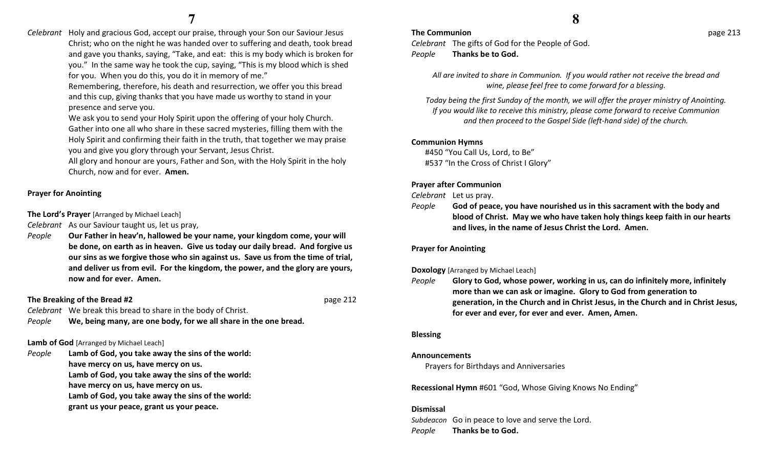*Celebrant* Holy and gracious God, accept our praise, through your Son our Saviour Jesus Christ; who on the night he was handed over to suffering and death, took bread and gave you thanks, saying, "Take, and eat: this is my body which is broken for you." In the same way he took the cup, saying, "This is my blood which is shed for you. When you do this, you do it in memory of me."
Remembering, therefore, his death and resurrection, we offer you this bread and this cup, giving thanks that you have made us worthy to stand in your presence and serve you.
We ask you to send your Holy Spirit upon the offering of your holy Church. Gather into one all who share in these sacred mysteries, filling them with the Holy Spirit and confirming their faith in the truth, that together we may praise you and give you glory through your Servant, Jesus Christ.
All glory and honour are yours, Father and Son, with the Holy Spirit in the holy Church, now and for ever. **Amen.**

**Prayer for Anointing**

**The Lord's Prayer** [Arranged by Michael Leach]

*Celebrant* As our Saviour taught us, let us pray,

*People* **Our Father in heav'n, hallowed be your name, your kingdom come, your will be done, on earth as in heaven. Give us today our daily bread. And forgive us our sins as we forgive those who sin against us. Save us from the time of trial, and deliver us from evil. For the kingdom, the power, and the glory are yours, now and for ever. Amen.**

**The Breaking of the Bread #2** page 212

*Celebrant* We break this bread to share in the body of Christ.

*People* **We, being many, are one body, for we all share in the one bread.**

**Lamb of God** [Arranged by Michael Leach]

*People* **Lamb of God, you take away the sins of the world:**
**have mercy on us, have mercy on us.**
**Lamb of God, you take away the sins of the world:**
**have mercy on us, have mercy on us.**
**Lamb of God, you take away the sins of the world:**
**grant us your peace, grant us your peace.**

**The Communion** page 213

*Celebrant* The gifts of God for the People of God.

*People* **Thanks be to God.**

*All are invited to share in Communion. If you would rather not receive the bread and wine, please feel free to come forward for a blessing.*

*Today being the first Sunday of the month, we will offer the prayer ministry of Anointing. If you would like to receive this ministry, please come forward to receive Communion and then proceed to the Gospel Side (left-hand side) of the church.*

**Communion Hymns**

#450 "You Call Us, Lord, to Be"
#537 "In the Cross of Christ I Glory"

**Prayer after Communion**

*Celebrant* Let us pray.

*People* **God of peace, you have nourished us in this sacrament with the body and blood of Christ. May we who have taken holy things keep faith in our hearts and lives, in the name of Jesus Christ the Lord. Amen.**

**Prayer for Anointing**

**Doxology** [Arranged by Michael Leach]

*People* **Glory to God, whose power, working in us, can do infinitely more, infinitely more than we can ask or imagine. Glory to God from generation to generation, in the Church and in Christ Jesus, in the Church and in Christ Jesus, for ever and ever, for ever and ever. Amen, Amen.**

**Blessing**

**Announcements**

Prayers for Birthdays and Anniversaries

**Recessional Hymn** #601 "God, Whose Giving Knows No Ending"

**Dismissal**

*Subdeacon* Go in peace to love and serve the Lord.

*People* **Thanks be to God.**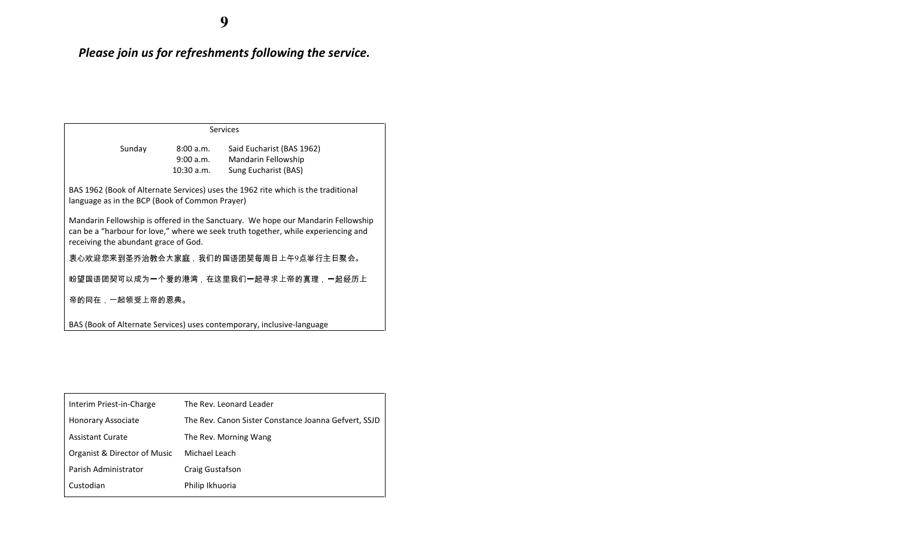*Please join us for refreshments following the service.*

Services

| | | |
|---|---|---|
| Sunday | 8:00 a.m. | Said Eucharist (BAS 1962) |
| | 9:00 a.m. | Mandarin Fellowship |
| | 10:30 a.m. | Sung Eucharist (BAS) |

BAS 1962 (Book of Alternate Services) uses the 1962 rite which is the traditional language as in the BCP (Book of Common Prayer)

Mandarin Fellowship is offered in the Sanctuary. We hope our Mandarin Fellowship can be a "harbour for love," where we seek truth together, while experiencing and receiving the abundant grace of God.

衷心欢迎您来到圣乔治教会大家庭，我们的国语团契每周日上午9点举行主日聚会。

盼望国语团契可以成为一个爱的港湾，在这里我们一起寻求上帝的真理，一起经历上帝的同在，一起领受上帝的恩典。

BAS (Book of Alternate Services) uses contemporary, inclusive-language

| | |
|---|---|
| Interim Priest-in-Charge | The Rev. Leonard Leader |
| Honorary Associate | The Rev. Canon Sister Constance Joanna Gefvert, SSJD |
| Assistant Curate | The Rev. Morning Wang |
| Organist & Director of Music | Michael Leach |
| Parish Administrator | Craig Gustafson |
| Custodian | Philip Ikhuoria |